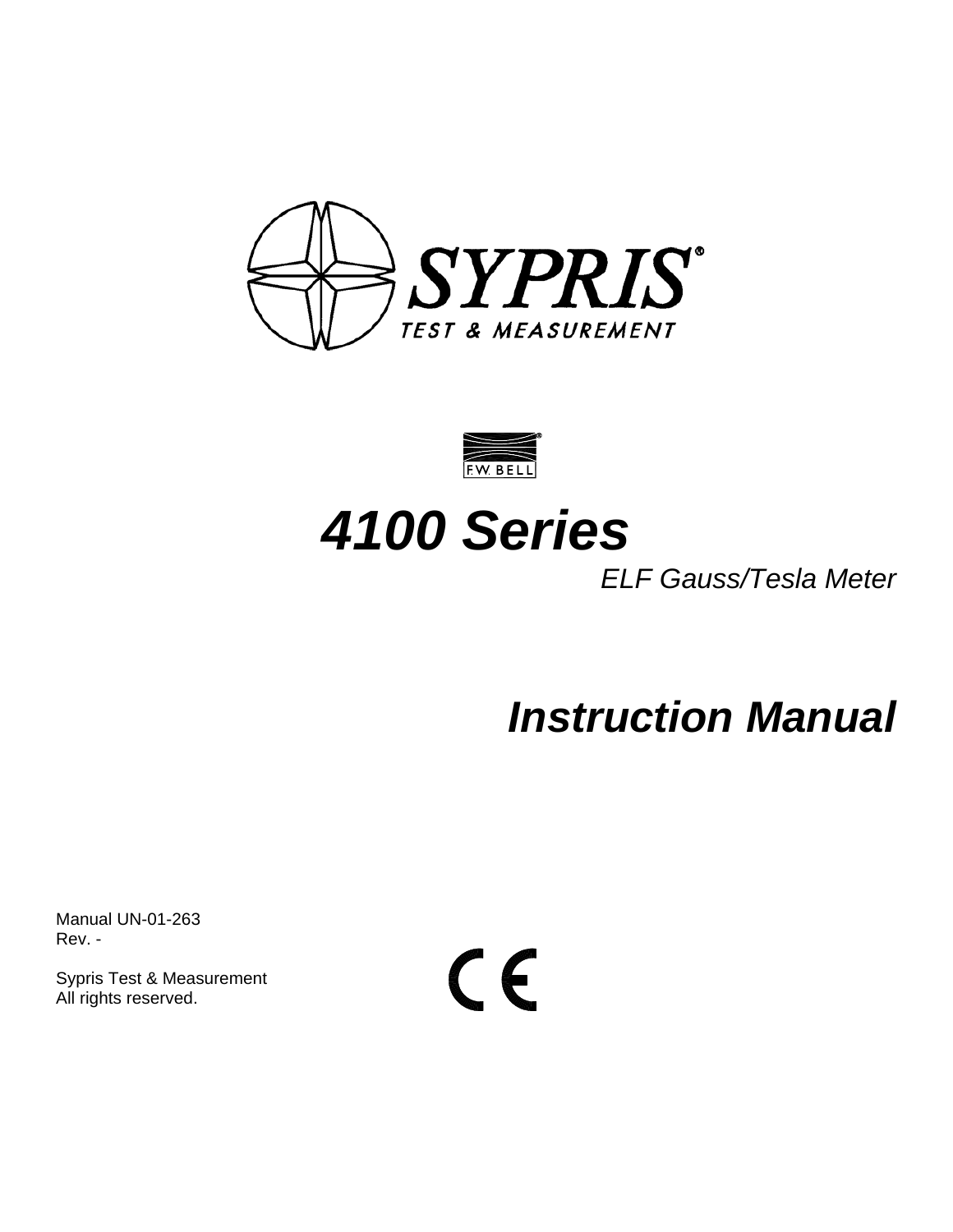SYPRIS®

TEST & MEASUREMENT

F.W. BELL

# 4100 Series

*ELF Gauss/Tesla Meter*

# *Instruction Manual*

Manual UN-01-263
Rev. -

Sypris Test & Measurement
All rights reserved.

CE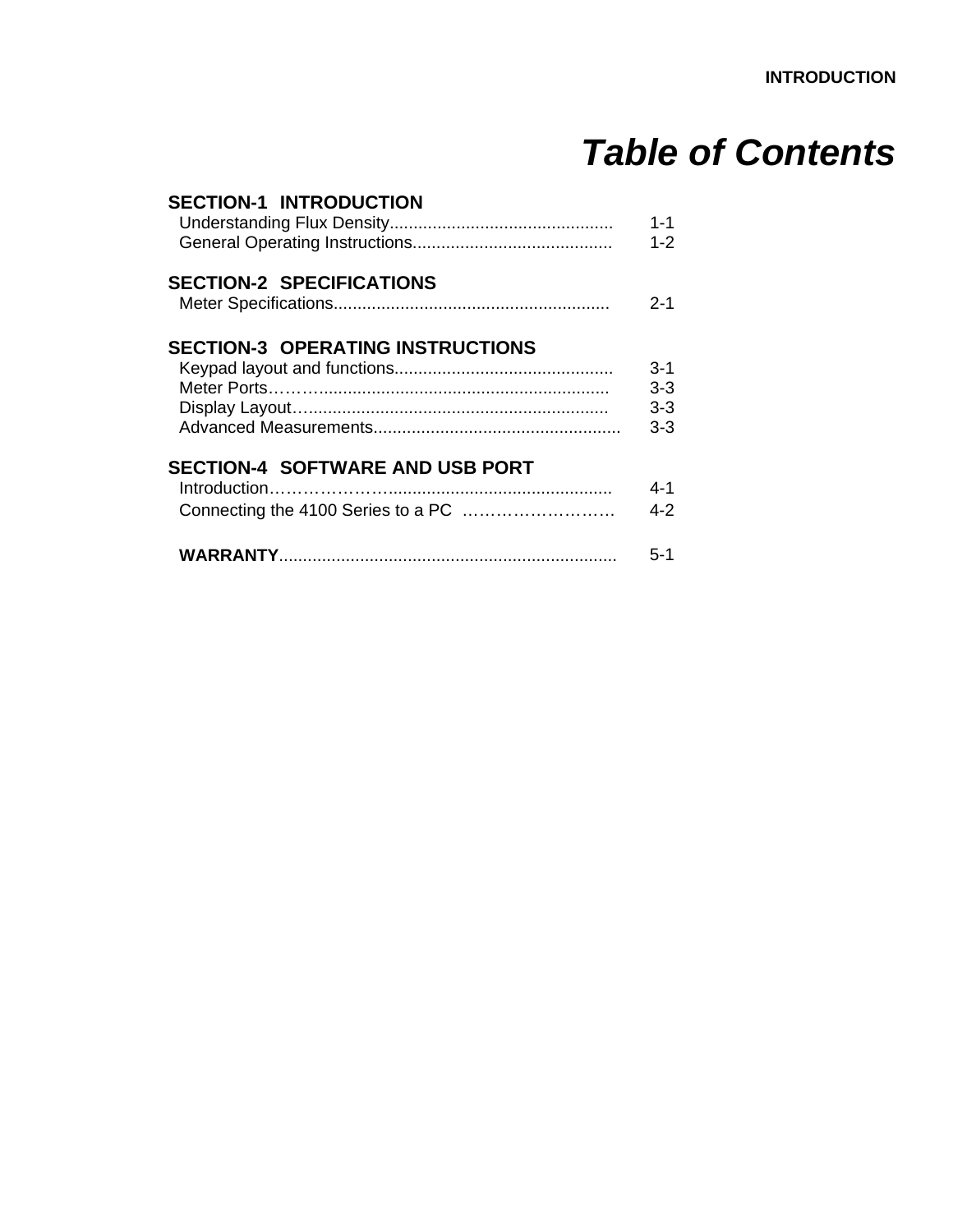# *Table of Contents*

## SECTION-1 INTRODUCTION

| | |
|---|---|
| Understanding Flux Density | 1-1 |
| General Operating Instructions | 1-2 |

## SECTION-2 SPECIFICATIONS

| | |
|---|---|
| Meter Specifications | 2-1 |

## SECTION-3 OPERATING INSTRUCTIONS

| | |
|---|---|
| Keypad layout and functions | 3-1 |
| Meter Ports | 3-3 |
| Display Layout | 3-3 |
| Advanced Measurements | 3-3 |

## SECTION-4 SOFTWARE AND USB PORT

| | |
|---|---|
| Introduction | 4-1 |
| Connecting the 4100 Series to a PC | 4-2 |

| | |
|---|---|
| **WARRANTY** | 5-1 |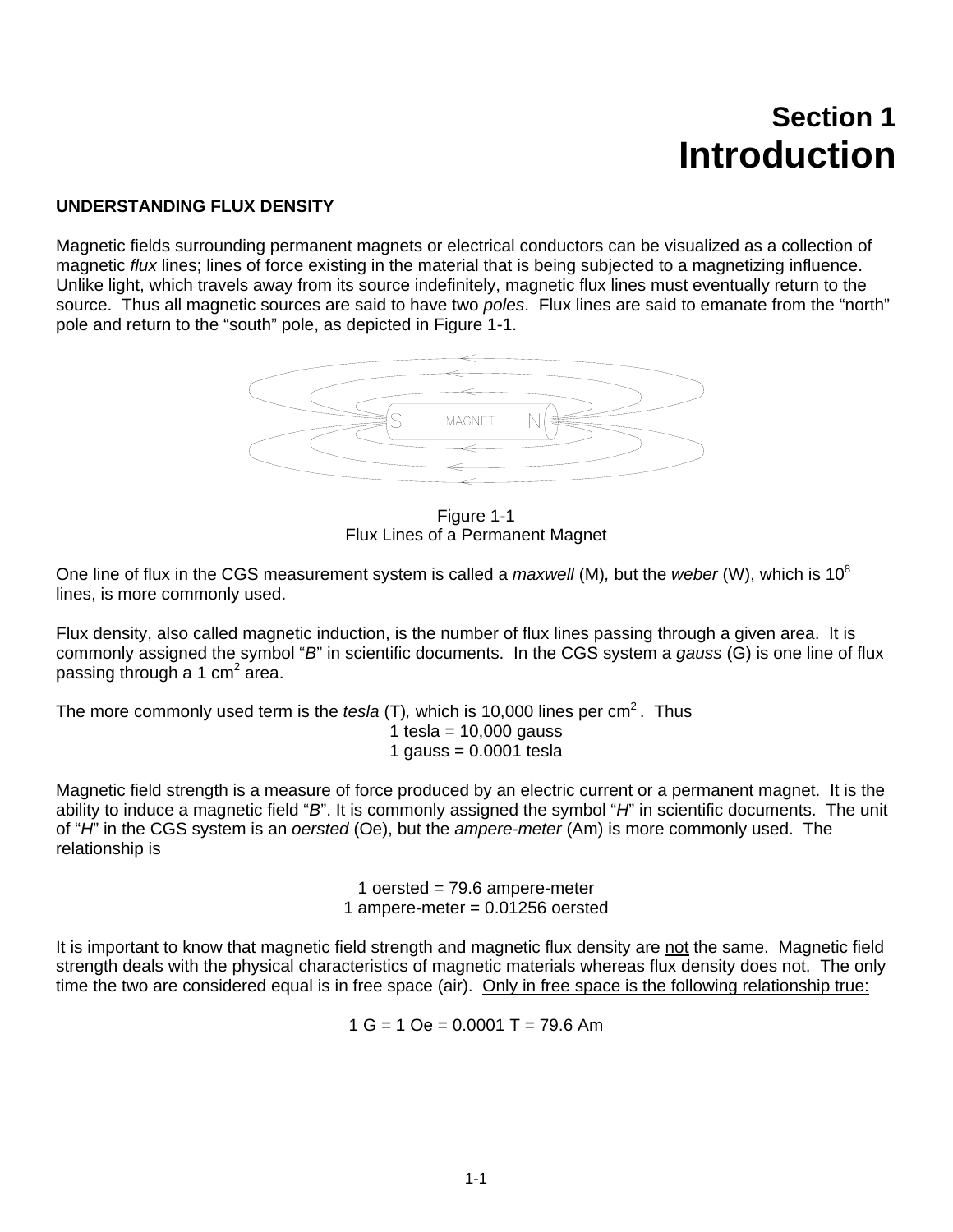# Section 1
# Introduction

**UNDERSTANDING FLUX DENSITY**

Magnetic fields surrounding permanent magnets or electrical conductors can be visualized as a collection of magnetic *flux* lines; lines of force existing in the material that is being subjected to a magnetizing influence. Unlike light, which travels away from its source indefinitely, magnetic flux lines must eventually return to the source. Thus all magnetic sources are said to have two *poles*. Flux lines are said to emanate from the "north" pole and return to the "south" pole, as depicted in Figure 1-1.

Figure 1-1
Flux Lines of a Permanent Magnet

One line of flux in the CGS measurement system is called a *maxwell* (M), but the *weber* (W), which is $10^8$ lines, is more commonly used.

Flux density, also called magnetic induction, is the number of flux lines passing through a given area. It is commonly assigned the symbol "*B*" in scientific documents. In the CGS system a *gauss* (G) is one line of flux passing through a 1 cm$^2$ area.

The more commonly used term is the *tesla* (T), which is 10,000 lines per cm$^2$. Thus

1 tesla = 10,000 gauss
1 gauss = 0.0001 tesla

Magnetic field strength is a measure of force produced by an electric current or a permanent magnet. It is the ability to induce a magnetic field "*B*". It is commonly assigned the symbol "*H*" in scientific documents. The unit of "*H*" in the CGS system is an *oersted* (Oe), but the *ampere-meter* (Am) is more commonly used. The relationship is

1 oersted = 79.6 ampere-meter
1 ampere-meter = 0.01256 oersted

It is important to know that magnetic field strength and magnetic flux density are <u>not</u> the same. Magnetic field strength deals with the physical characteristics of magnetic materials whereas flux density does not. The only time the two are considered equal is in free space (air). <u>Only in free space is the following relationship true:</u>

1 G = 1 Oe = 0.0001 T = 79.6 Am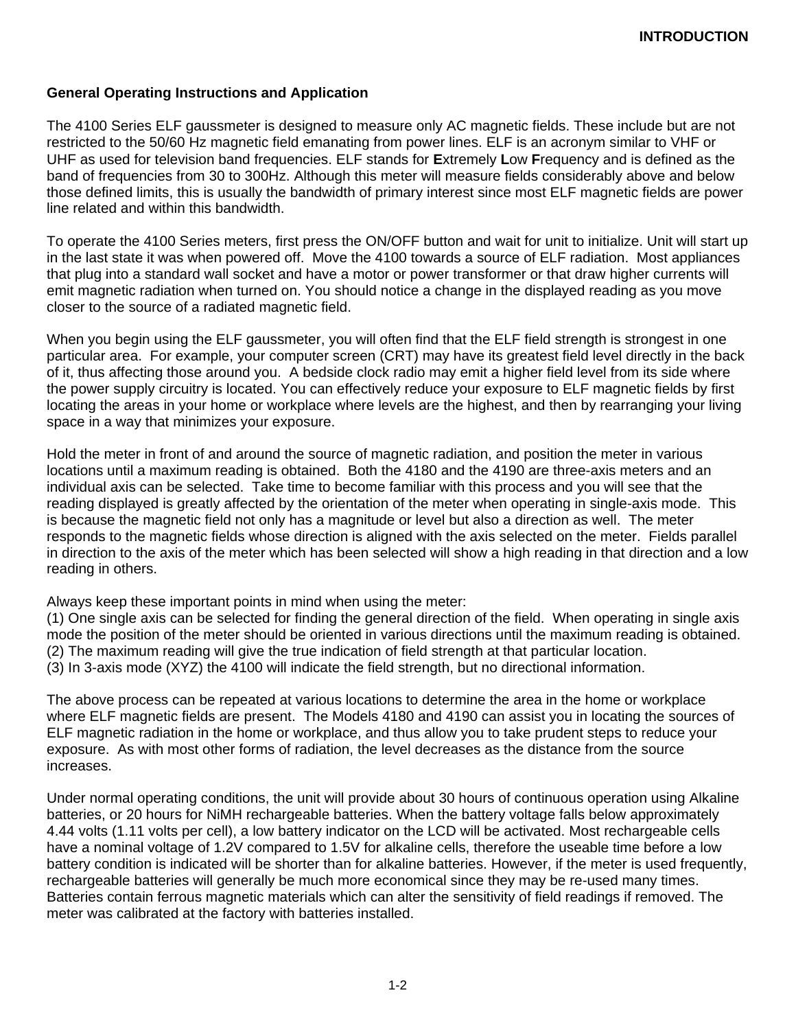## General Operating Instructions and Application

The 4100 Series ELF gaussmeter is designed to measure only AC magnetic fields. These include but are not restricted to the 50/60 Hz magnetic field emanating from power lines. ELF is an acronym similar to VHF or UHF as used for television band frequencies. ELF stands for **E**xtremely **L**ow **F**requency and is defined as the band of frequencies from 30 to 300Hz. Although this meter will measure fields considerably above and below those defined limits, this is usually the bandwidth of primary interest since most ELF magnetic fields are power line related and within this bandwidth.

To operate the 4100 Series meters, first press the ON/OFF button and wait for unit to initialize. Unit will start up in the last state it was when powered off. Move the 4100 towards a source of ELF radiation. Most appliances that plug into a standard wall socket and have a motor or power transformer or that draw higher currents will emit magnetic radiation when turned on. You should notice a change in the displayed reading as you move closer to the source of a radiated magnetic field.

When you begin using the ELF gaussmeter, you will often find that the ELF field strength is strongest in one particular area. For example, your computer screen (CRT) may have its greatest field level directly in the back of it, thus affecting those around you. A bedside clock radio may emit a higher field level from its side where the power supply circuitry is located. You can effectively reduce your exposure to ELF magnetic fields by first locating the areas in your home or workplace where levels are the highest, and then by rearranging your living space in a way that minimizes your exposure.

Hold the meter in front of and around the source of magnetic radiation, and position the meter in various locations until a maximum reading is obtained. Both the 4180 and the 4190 are three-axis meters and an individual axis can be selected. Take time to become familiar with this process and you will see that the reading displayed is greatly affected by the orientation of the meter when operating in single-axis mode. This is because the magnetic field not only has a magnitude or level but also a direction as well. The meter responds to the magnetic fields whose direction is aligned with the axis selected on the meter. Fields parallel in direction to the axis of the meter which has been selected will show a high reading in that direction and a low reading in others.

Always keep these important points in mind when using the meter:
(1) One single axis can be selected for finding the general direction of the field. When operating in single axis mode the position of the meter should be oriented in various directions until the maximum reading is obtained.
(2) The maximum reading will give the true indication of field strength at that particular location.
(3) In 3-axis mode (XYZ) the 4100 will indicate the field strength, but no directional information.

The above process can be repeated at various locations to determine the area in the home or workplace where ELF magnetic fields are present. The Models 4180 and 4190 can assist you in locating the sources of ELF magnetic radiation in the home or workplace, and thus allow you to take prudent steps to reduce your exposure. As with most other forms of radiation, the level decreases as the distance from the source increases.

Under normal operating conditions, the unit will provide about 30 hours of continuous operation using Alkaline batteries, or 20 hours for NiMH rechargeable batteries. When the battery voltage falls below approximately 4.44 volts (1.11 volts per cell), a low battery indicator on the LCD will be activated. Most rechargeable cells have a nominal voltage of 1.2V compared to 1.5V for alkaline cells, therefore the useable time before a low battery condition is indicated will be shorter than for alkaline batteries. However, if the meter is used frequently, rechargeable batteries will generally be much more economical since they may be re-used many times. Batteries contain ferrous magnetic materials which can alter the sensitivity of field readings if removed. The meter was calibrated at the factory with batteries installed.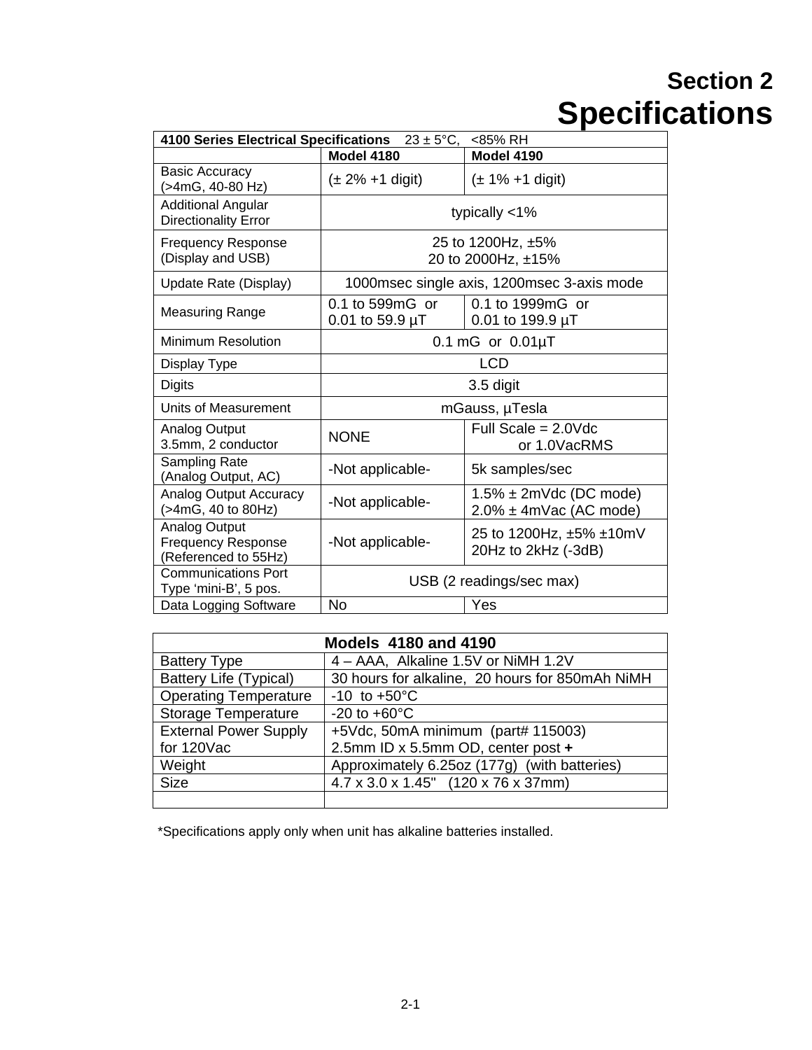# Section 2
# Specifications

| 4100 Series Electrical Specifications 23 ± 5°C, <85% RH | | |
|---|---|---|
| | **Model 4180** | **Model 4190** |
| Basic Accuracy (>4mG, 40-80 Hz) | (± 2% +1 digit) | (± 1% +1 digit) |
| Additional Angular Directionality Error | typically <1% | |
| Frequency Response (Display and USB) | 25 to 1200Hz, ±5%<br>20 to 2000Hz, ±15% | |
| Update Rate (Display) | 1000msec single axis, 1200msec 3-axis mode | |
| Measuring Range | 0.1 to 599mG or<br>0.01 to 59.9 µT | 0.1 to 1999mG or<br>0.01 to 199.9 µT |
| Minimum Resolution | 0.1 mG or 0.01µT | |
| Display Type | LCD | |
| Digits | 3.5 digit | |
| Units of Measurement | mGauss, µTesla | |
| Analog Output 3.5mm, 2 conductor | NONE | Full Scale = 2.0Vdc<br>or 1.0VacRMS |
| Sampling Rate (Analog Output, AC) | -Not applicable- | 5k samples/sec |
| Analog Output Accuracy (>4mG, 40 to 80Hz) | -Not applicable- | 1.5% ± 2mVdc (DC mode)<br>2.0% ± 4mVac (AC mode) |
| Analog Output Frequency Response (Referenced to 55Hz) | -Not applicable- | 25 to 1200Hz, ±5% ±10mV<br>20Hz to 2kHz (-3dB) |
| Communications Port Type 'mini-B', 5 pos. | USB (2 readings/sec max) | |
| Data Logging Software | No | Yes |

| **Models 4180 and 4190** | |
|---|---|
| Battery Type | 4 – AAA, Alkaline 1.5V or NiMH 1.2V |
| Battery Life (Typical) | 30 hours for alkaline, 20 hours for 850mAh NiMH |
| Operating Temperature | -10 to +50°C |
| Storage Temperature | -20 to +60°C |
| External Power Supply for 120Vac | +5Vdc, 50mA minimum (part# 115003)<br>2.5mm ID x 5.5mm OD, center post **+** |
| Weight | Approximately 6.25oz (177g) (with batteries) |
| Size | 4.7 x 3.0 x 1.45" (120 x 76 x 37mm) |
| | |

*Specifications apply only when unit has alkaline batteries installed.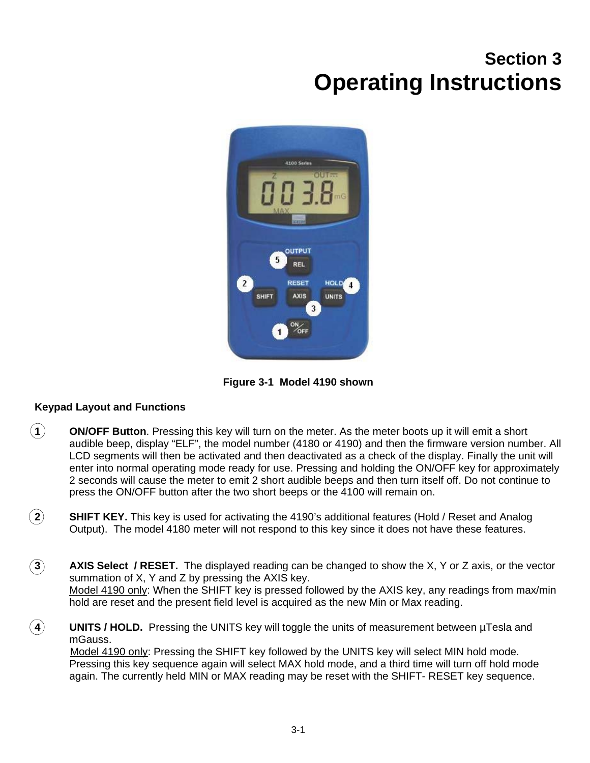# Section 3
# Operating Instructions

Figure 3-1 Model 4190 shown

**Keypad Layout and Functions**

1. **ON/OFF Button**. Pressing this key will turn on the meter. As the meter boots up it will emit a short audible beep, display "ELF", the model number (4180 or 4190) and then the firmware version number. All LCD segments will then be activated and then deactivated as a check of the display. Finally the unit will enter into normal operating mode ready for use. Pressing and holding the ON/OFF key for approximately 2 seconds will cause the meter to emit 2 short audible beeps and then turn itself off. Do not continue to press the ON/OFF button after the two short beeps or the 4100 will remain on.

2. **SHIFT KEY.** This key is used for activating the 4190's additional features (Hold / Reset and Analog Output). The model 4180 meter will not respond to this key since it does not have these features.

3. **AXIS Select / RESET.** The displayed reading can be changed to show the X, Y or Z axis, or the vector summation of X, Y and Z by pressing the AXIS key.
   Model 4190 only: When the SHIFT key is pressed followed by the AXIS key, any readings from max/min hold are reset and the present field level is acquired as the new Min or Max reading.

4. **UNITS / HOLD.** Pressing the UNITS key will toggle the units of measurement between µTesla and mGauss.
   Model 4190 only: Pressing the SHIFT key followed by the UNITS key will select MIN hold mode. Pressing this key sequence again will select MAX hold mode, and a third time will turn off hold mode again. The currently held MIN or MAX reading may be reset with the SHIFT- RESET key sequence.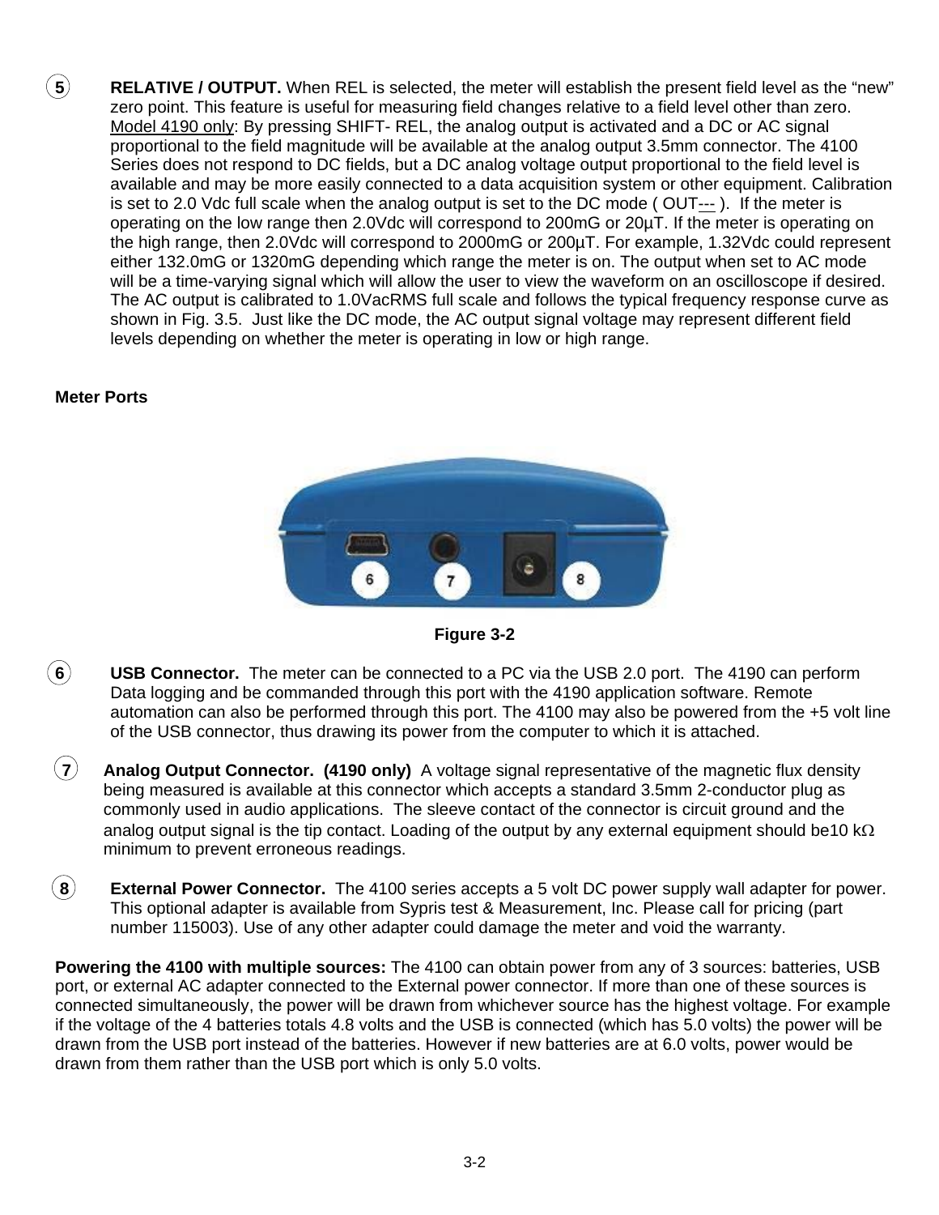**5** **RELATIVE / OUTPUT.** When REL is selected, the meter will establish the present field level as the "new" zero point. This feature is useful for measuring field changes relative to a field level other than zero. Model 4190 only: By pressing SHIFT- REL, the analog output is activated and a DC or AC signal proportional to the field magnitude will be available at the analog output 3.5mm connector. The 4100 Series does not respond to DC fields, but a DC analog voltage output proportional to the field level is available and may be more easily connected to a data acquisition system or other equipment. Calibration is set to 2.0 Vdc full scale when the analog output is set to the DC mode ( OUT--- ). If the meter is operating on the low range then 2.0Vdc will correspond to 200mG or 20µT. If the meter is operating on the high range, then 2.0Vdc will correspond to 2000mG or 200µT. For example, 1.32Vdc could represent either 132.0mG or 1320mG depending which range the meter is on. The output when set to AC mode will be a time-varying signal which will allow the user to view the waveform on an oscilloscope if desired. The AC output is calibrated to 1.0VacRMS full scale and follows the typical frequency response curve as shown in Fig. 3.5. Just like the DC mode, the AC output signal voltage may represent different field levels depending on whether the meter is operating in low or high range.

**Meter Ports**

Figure 3-2

**6** **USB Connector.** The meter can be connected to a PC via the USB 2.0 port. The 4190 can perform Data logging and be commanded through this port with the 4190 application software. Remote automation can also be performed through this port. The 4100 may also be powered from the +5 volt line of the USB connector, thus drawing its power from the computer to which it is attached.

**7** **Analog Output Connector. (4190 only)** A voltage signal representative of the magnetic flux density being measured is available at this connector which accepts a standard 3.5mm 2-conductor plug as commonly used in audio applications. The sleeve contact of the connector is circuit ground and the analog output signal is the tip contact. Loading of the output by any external equipment should be10 kΩ minimum to prevent erroneous readings.

**8** **External Power Connector.** The 4100 series accepts a 5 volt DC power supply wall adapter for power. This optional adapter is available from Sypris test & Measurement, Inc. Please call for pricing (part number 115003). Use of any other adapter could damage the meter and void the warranty.

**Powering the 4100 with multiple sources:** The 4100 can obtain power from any of 3 sources: batteries, USB port, or external AC adapter connected to the External power connector. If more than one of these sources is connected simultaneously, the power will be drawn from whichever source has the highest voltage. For example if the voltage of the 4 batteries totals 4.8 volts and the USB is connected (which has 5.0 volts) the power will be drawn from the USB port instead of the batteries. However if new batteries are at 6.0 volts, power would be drawn from them rather than the USB port which is only 5.0 volts.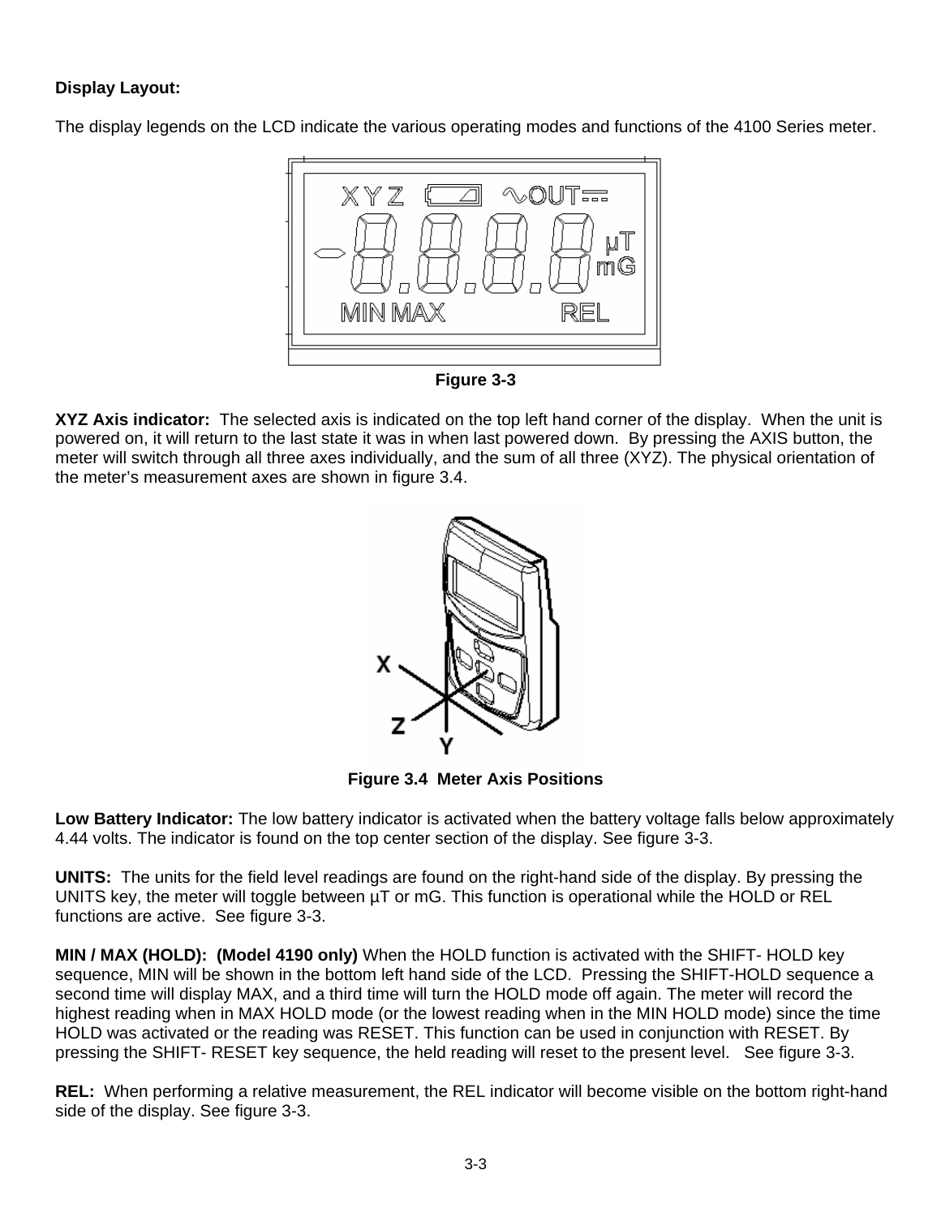**Display Layout:**

The display legends on the LCD indicate the various operating modes and functions of the 4100 Series meter.

**Figure 3-3**

**XYZ Axis indicator:** The selected axis is indicated on the top left hand corner of the display. When the unit is powered on, it will return to the last state it was in when last powered down. By pressing the AXIS button, the meter will switch through all three axes individually, and the sum of all three (XYZ). The physical orientation of the meter's measurement axes are shown in figure 3.4.

**Figure 3.4 Meter Axis Positions**

**Low Battery Indicator:** The low battery indicator is activated when the battery voltage falls below approximately 4.44 volts. The indicator is found on the top center section of the display. See figure 3-3.

**UNITS:** The units for the field level readings are found on the right-hand side of the display. By pressing the UNITS key, the meter will toggle between µT or mG. This function is operational while the HOLD or REL functions are active. See figure 3-3.

**MIN / MAX (HOLD): (Model 4190 only)** When the HOLD function is activated with the SHIFT- HOLD key sequence, MIN will be shown in the bottom left hand side of the LCD. Pressing the SHIFT-HOLD sequence a second time will display MAX, and a third time will turn the HOLD mode off again. The meter will record the highest reading when in MAX HOLD mode (or the lowest reading when in the MIN HOLD mode) since the time HOLD was activated or the reading was RESET. This function can be used in conjunction with RESET. By pressing the SHIFT- RESET key sequence, the held reading will reset to the present level. See figure 3-3.

**REL:** When performing a relative measurement, the REL indicator will become visible on the bottom right-hand side of the display. See figure 3-3.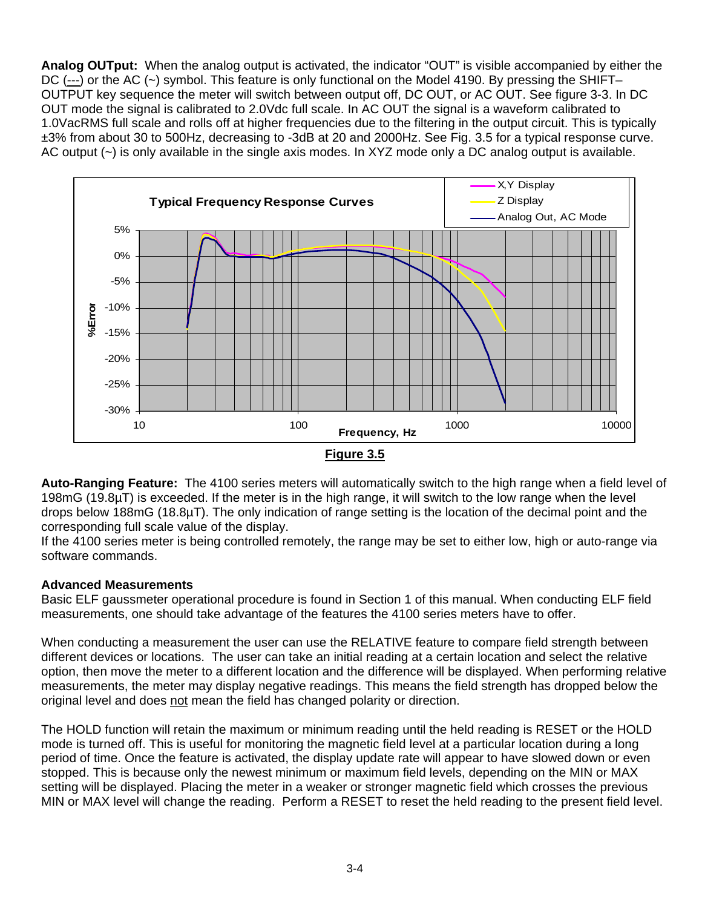**Analog OUTput:** When the analog output is activated, the indicator "OUT" is visible accompanied by either the DC (---) or the AC (~) symbol. This feature is only functional on the Model 4190. By pressing the SHIFT–OUTPUT key sequence the meter will switch between output off, DC OUT, or AC OUT. See figure 3-3. In DC OUT mode the signal is calibrated to 2.0Vdc full scale. In AC OUT the signal is a waveform calibrated to 1.0VacRMS full scale and rolls off at higher frequencies due to the filtering in the output circuit. This is typically ±3% from about 30 to 500Hz, decreasing to -3dB at 20 and 2000Hz. See Fig. 3.5 for a typical response curve. AC output (~) is only available in the single axis modes. In XYZ mode only a DC analog output is available.

**Figure 3.5**

**Auto-Ranging Feature:** The 4100 series meters will automatically switch to the high range when a field level of 198mG (19.8µT) is exceeded. If the meter is in the high range, it will switch to the low range when the level drops below 188mG (18.8µT). The only indication of range setting is the location of the decimal point and the corresponding full scale value of the display.

If the 4100 series meter is being controlled remotely, the range may be set to either low, high or auto-range via software commands.

### Advanced Measurements

Basic ELF gaussmeter operational procedure is found in Section 1 of this manual. When conducting ELF field measurements, one should take advantage of the features the 4100 series meters have to offer.

When conducting a measurement the user can use the RELATIVE feature to compare field strength between different devices or locations. The user can take an initial reading at a certain location and select the relative option, then move the meter to a different location and the difference will be displayed. When performing relative measurements, the meter may display negative readings. This means the field strength has dropped below the original level and does not mean the field has changed polarity or direction.

The HOLD function will retain the maximum or minimum reading until the held reading is RESET or the HOLD mode is turned off. This is useful for monitoring the magnetic field level at a particular location during a long period of time. Once the feature is activated, the display update rate will appear to have slowed down or even stopped. This is because only the newest minimum or maximum field levels, depending on the MIN or MAX setting will be displayed. Placing the meter in a weaker or stronger magnetic field which crosses the previous MIN or MAX level will change the reading. Perform a RESET to reset the held reading to the present field level.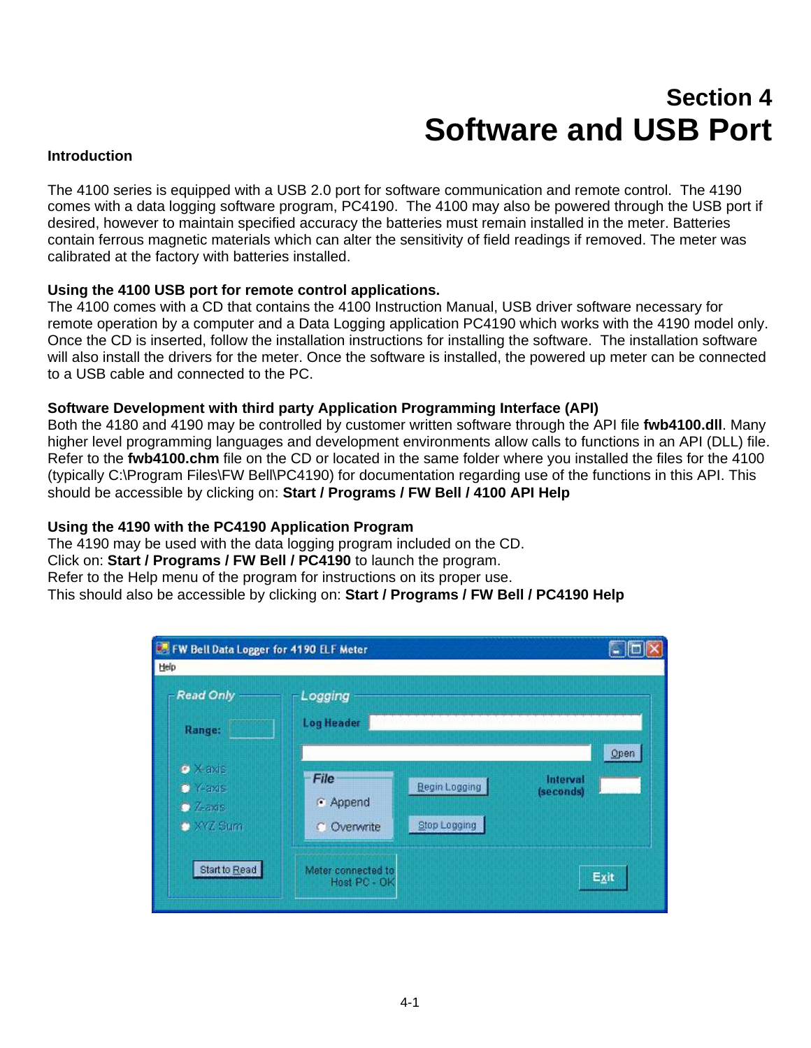# Section 4
# Software and USB Port

**Introduction**

The 4100 series is equipped with a USB 2.0 port for software communication and remote control. The 4190 comes with a data logging software program, PC4190. The 4100 may also be powered through the USB port if desired, however to maintain specified accuracy the batteries must remain installed in the meter. Batteries contain ferrous magnetic materials which can alter the sensitivity of field readings if removed. The meter was calibrated at the factory with batteries installed.

**Using the 4100 USB port for remote control applications.**
The 4100 comes with a CD that contains the 4100 Instruction Manual, USB driver software necessary for remote operation by a computer and a Data Logging application PC4190 which works with the 4190 model only. Once the CD is inserted, follow the installation instructions for installing the software. The installation software will also install the drivers for the meter. Once the software is installed, the powered up meter can be connected to a USB cable and connected to the PC.

**Software Development with third party Application Programming Interface (API)**
Both the 4180 and 4190 may be controlled by customer written software through the API file **fwb4100.dll**. Many higher level programming languages and development environments allow calls to functions in an API (DLL) file. Refer to the **fwb4100.chm** file on the CD or located in the same folder where you installed the files for the 4100 (typically C:\Program Files\FW Bell\PC4190) for documentation regarding use of the functions in this API. This should be accessible by clicking on: **Start / Programs / FW Bell / 4100 API Help**

**Using the 4190 with the PC4190 Application Program**
The 4190 may be used with the data logging program included on the CD.
Click on: **Start / Programs / FW Bell / PC4190** to launch the program.
Refer to the Help menu of the program for instructions on its proper use.
This should also be accessible by clicking on: **Start / Programs / FW Bell / PC4190 Help**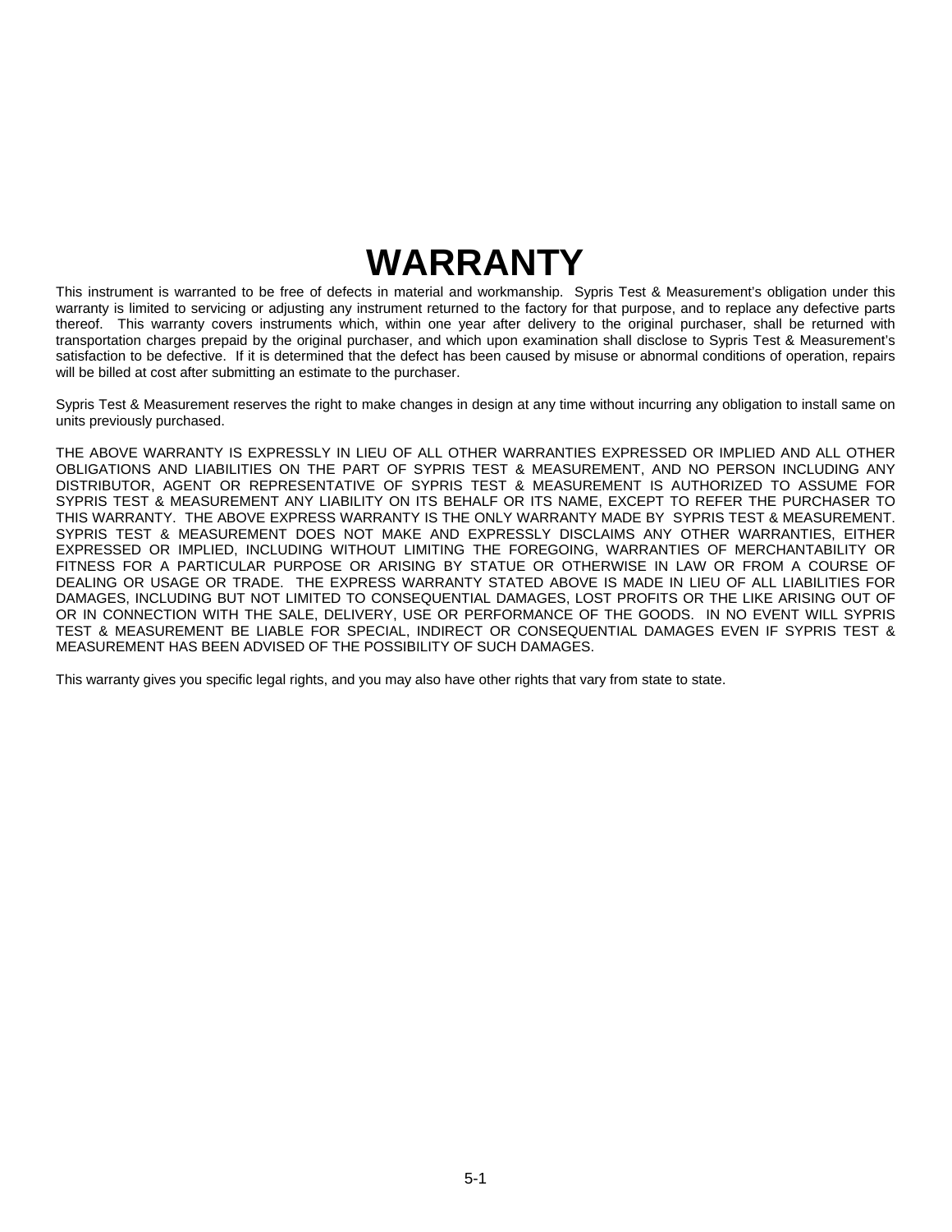# WARRANTY

This instrument is warranted to be free of defects in material and workmanship. Sypris Test & Measurement's obligation under this warranty is limited to servicing or adjusting any instrument returned to the factory for that purpose, and to replace any defective parts thereof. This warranty covers instruments which, within one year after delivery to the original purchaser, shall be returned with transportation charges prepaid by the original purchaser, and which upon examination shall disclose to Sypris Test & Measurement's satisfaction to be defective. If it is determined that the defect has been caused by misuse or abnormal conditions of operation, repairs will be billed at cost after submitting an estimate to the purchaser.

Sypris Test & Measurement reserves the right to make changes in design at any time without incurring any obligation to install same on units previously purchased.

THE ABOVE WARRANTY IS EXPRESSLY IN LIEU OF ALL OTHER WARRANTIES EXPRESSED OR IMPLIED AND ALL OTHER OBLIGATIONS AND LIABILITIES ON THE PART OF SYPRIS TEST & MEASUREMENT, AND NO PERSON INCLUDING ANY DISTRIBUTOR, AGENT OR REPRESENTATIVE OF SYPRIS TEST & MEASUREMENT IS AUTHORIZED TO ASSUME FOR SYPRIS TEST & MEASUREMENT ANY LIABILITY ON ITS BEHALF OR ITS NAME, EXCEPT TO REFER THE PURCHASER TO THIS WARRANTY. THE ABOVE EXPRESS WARRANTY IS THE ONLY WARRANTY MADE BY SYPRIS TEST & MEASUREMENT. SYPRIS TEST & MEASUREMENT DOES NOT MAKE AND EXPRESSLY DISCLAIMS ANY OTHER WARRANTIES, EITHER EXPRESSED OR IMPLIED, INCLUDING WITHOUT LIMITING THE FOREGOING, WARRANTIES OF MERCHANTABILITY OR FITNESS FOR A PARTICULAR PURPOSE OR ARISING BY STATUE OR OTHERWISE IN LAW OR FROM A COURSE OF DEALING OR USAGE OR TRADE. THE EXPRESS WARRANTY STATED ABOVE IS MADE IN LIEU OF ALL LIABILITIES FOR DAMAGES, INCLUDING BUT NOT LIMITED TO CONSEQUENTIAL DAMAGES, LOST PROFITS OR THE LIKE ARISING OUT OF OR IN CONNECTION WITH THE SALE, DELIVERY, USE OR PERFORMANCE OF THE GOODS. IN NO EVENT WILL SYPRIS TEST & MEASUREMENT BE LIABLE FOR SPECIAL, INDIRECT OR CONSEQUENTIAL DAMAGES EVEN IF SYPRIS TEST & MEASUREMENT HAS BEEN ADVISED OF THE POSSIBILITY OF SUCH DAMAGES.

This warranty gives you specific legal rights, and you may also have other rights that vary from state to state.